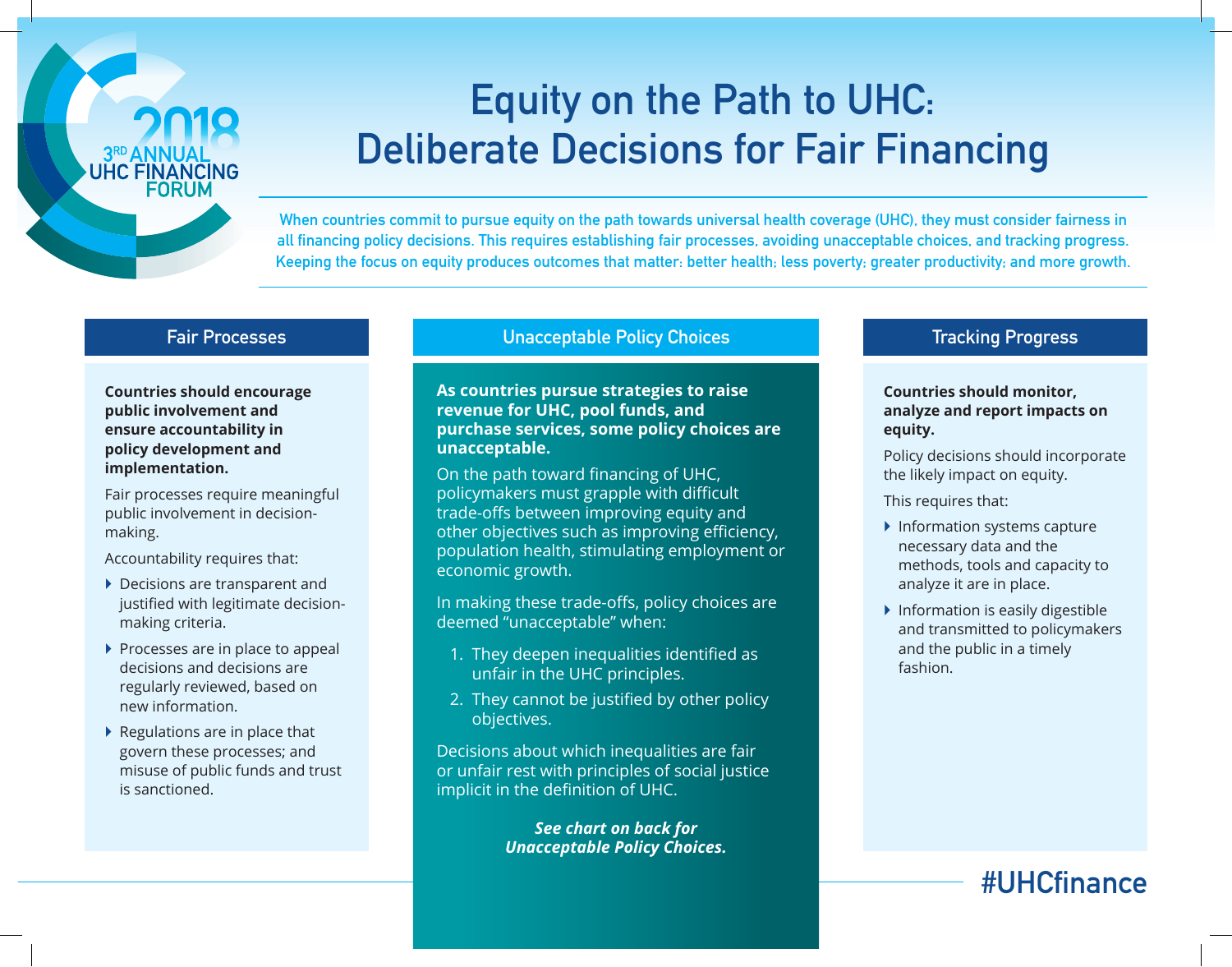2018 3[RD] ANNUAL UHC FINANCING FORUM

# Equity on the Path to UHC: Deliberate Decisions for Fair Financing

When countries commit to pursue equity on the path towards universal health coverage (UHC), they must consider fairness in all financing policy decisions. This requires establishing fair processes, avoiding unacceptable choices, and tracking progress. Keeping the focus on equity produces outcomes that matter: better health; less poverty; greater productivity; and more growth.

## Fair Processes

**Countries should encourage public involvement and ensure accountability in policy development and implementation.**

Fair processes require meaningful public involvement in decision-making.

Accountability requires that:

- Decisions are transparent and justified with legitimate decision-making criteria.
- Processes are in place to appeal decisions and decisions are regularly reviewed, based on new information.
- Regulations are in place that govern these processes; and misuse of public funds and trust is sanctioned.

## Unacceptable Policy Choices

**As countries pursue strategies to raise revenue for UHC, pool funds, and purchase services, some policy choices are unacceptable.**

On the path toward financing of UHC, policymakers must grapple with difficult trade-offs between improving equity and other objectives such as improving efficiency, population health, stimulating employment or economic growth.

In making these trade-offs, policy choices are deemed "unacceptable" when:

1. They deepen inequalities identified as unfair in the UHC principles.
2. They cannot be justified by other policy objectives.

Decisions about which inequalities are fair or unfair rest with principles of social justice implicit in the definition of UHC.

***See chart on back for Unacceptable Policy Choices.***

## Tracking Progress

**Countries should monitor, analyze and report impacts on equity.**

Policy decisions should incorporate the likely impact on equity.

This requires that:

- Information systems capture necessary data and the methods, tools and capacity to analyze it are in place.
- Information is easily digestible and transmitted to policymakers and the public in a timely fashion.

#UHCfinance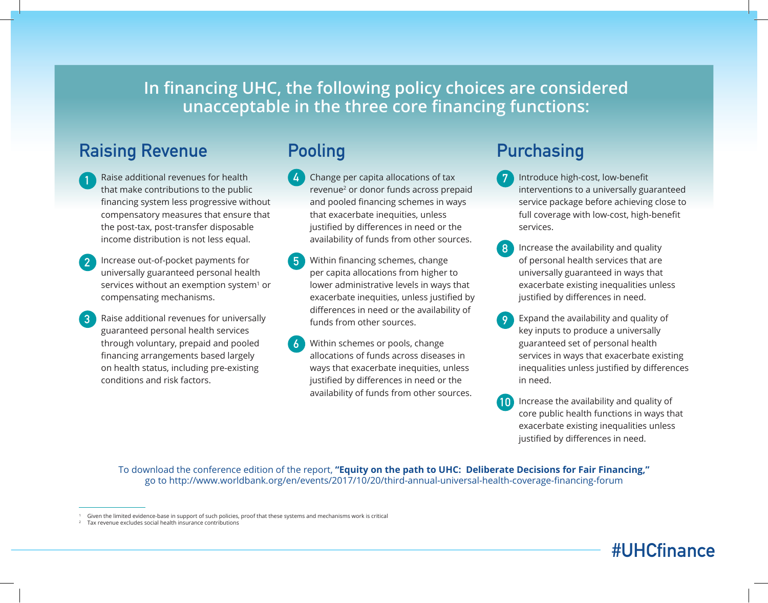## In financing UHC, the following policy choices are considered unacceptable in the three core financing functions:

### Raising Revenue

1. Raise additional revenues for health that make contributions to the public financing system less progressive without compensatory measures that ensure that the post-tax, post-transfer disposable income distribution is not less equal.
2. Increase out-of-pocket payments for universally guaranteed personal health services without an exemption system[1] or compensating mechanisms.
3. Raise additional revenues for universally guaranteed personal health services through voluntary, prepaid and pooled financing arrangements based largely on health status, including pre-existing conditions and risk factors.

### Pooling

4. Change per capita allocations of tax revenue[2] or donor funds across prepaid and pooled financing schemes in ways that exacerbate inequities, unless justified by differences in need or the availability of funds from other sources.
5. Within financing schemes, change per capita allocations from higher to lower administrative levels in ways that exacerbate inequities, unless justified by differences in need or the availability of funds from other sources.
6. Within schemes or pools, change allocations of funds across diseases in ways that exacerbate inequities, unless justified by differences in need or the availability of funds from other sources.

### Purchasing

7. Introduce high-cost, low-benefit interventions to a universally guaranteed service package before achieving close to full coverage with low-cost, high-benefit services.
8. Increase the availability and quality of personal health services that are universally guaranteed in ways that exacerbate existing inequalities unless justified by differences in need.
9. Expand the availability and quality of key inputs to produce a universally guaranteed set of personal health services in ways that exacerbate existing inequalities unless justified by differences in need.
10. Increase the availability and quality of core public health functions in ways that exacerbate existing inequalities unless justified by differences in need.

To download the conference edition of the report, **"Equity on the path to UHC: Deliberate Decisions for Fair Financing,"** go to http://www.worldbank.org/en/events/2017/10/20/third-annual-universal-health-coverage-financing-forum

[1] Given the limited evidence-base in support of such policies, proof that these systems and mechanisms work is critical

[2] Tax revenue excludes social health insurance contributions

#UHCfinance